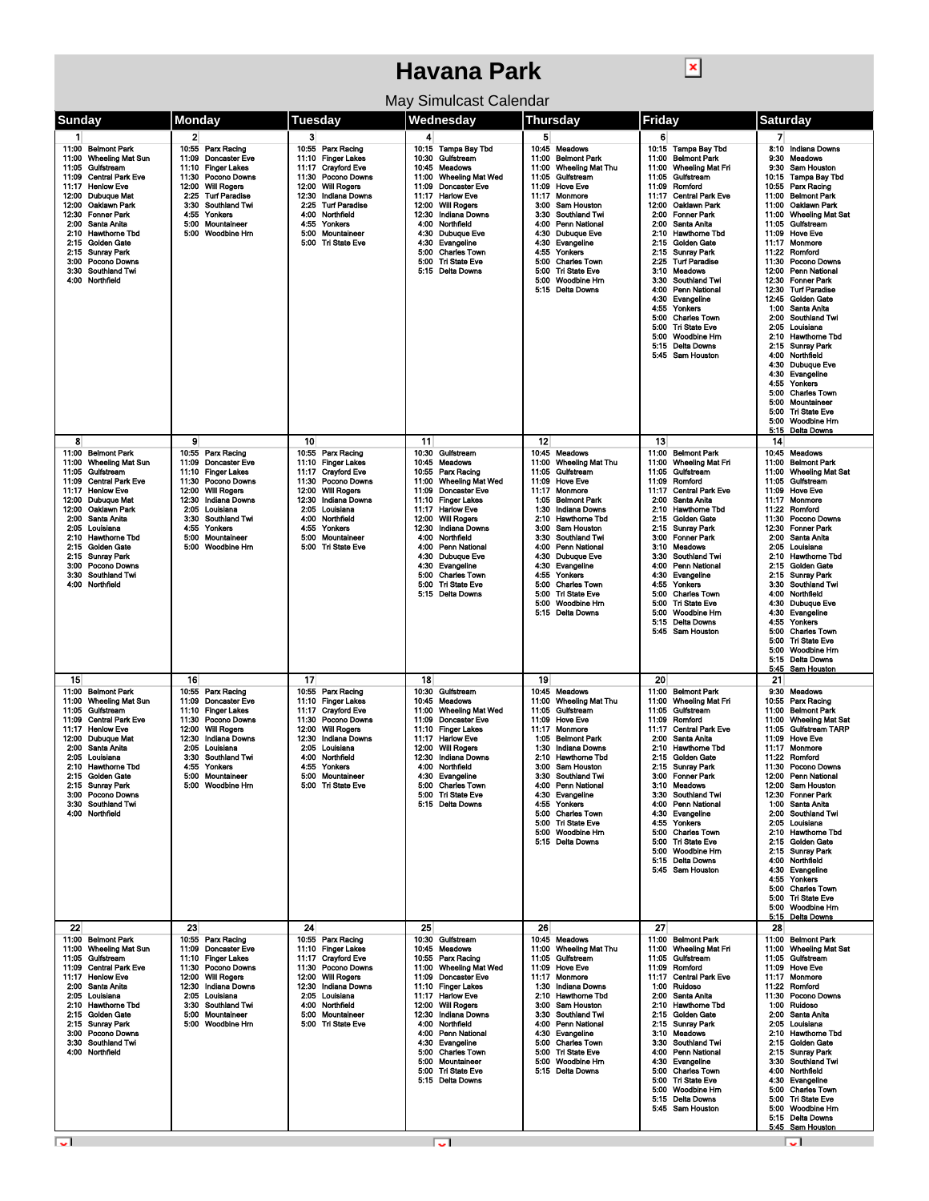# Havana Park

May Simulcast Calendar

| Sunday | Monday | Tuesday | Wednesday | Thursday | Friday | Saturday |
|---|---|---|---|---|---|---|
| **1**<br>11:00 Belmont Park<br>11:00 Wheeling Mat Sun<br>11:05 Gulfstream<br>11:09 Central Park Eve<br>11:17 Henlow Eve<br>12:00 Dubuque Mat<br>12:00 Oaklawn Park<br>12:30 Fonner Park<br>2:00 Santa Anita<br>2:10 Hawthorne Tbd<br>2:15 Golden Gate<br>2:15 Sunray Park<br>3:00 Pocono Downs<br>3:30 Southland Twi<br>4:00 Northfield | **2**<br>10:55 Parx Racing<br>11:09 Doncaster Eve<br>11:10 Finger Lakes<br>11:30 Pocono Downs<br>12:00 Will Rogers<br>2:25 Turf Paradise<br>3:30 Southland Twi<br>4:55 Yonkers<br>5:00 Mountaineer<br>5:00 Woodbine Hrn | **3**<br>10:55 Parx Racing<br>11:10 Finger Lakes<br>11:17 Crayford Eve<br>11:30 Pocono Downs<br>12:00 Will Rogers<br>12:30 Indiana Downs<br>2:25 Turf Paradise<br>4:00 Northfield<br>4:55 Yonkers<br>5:00 Mountaineer<br>5:00 Tri State Eve | **4**<br>10:15 Tampa Bay Tbd<br>10:30 Gulfstream<br>10:45 Meadows<br>11:00 Wheeling Mat Wed<br>11:09 Doncaster Eve<br>11:17 Harlow Eve<br>12:00 Will Rogers<br>12:30 Indiana Downs<br>4:00 Northfield<br>4:30 Dubuque Eve<br>4:30 Evangeline<br>5:00 Charles Town<br>5:00 Tri State Eve<br>5:15 Delta Downs | **5**<br>10:45 Meadows<br>11:00 Belmont Park<br>11:00 Wheeling Mat Thu<br>11:05 Gulfstream<br>11:09 Hove Eve<br>11:17 Monmore<br>3:00 Sam Houston<br>3:30 Southland Twi<br>4:00 Penn National<br>4:30 Dubuque Eve<br>4:30 Evangeline<br>4:55 Yonkers<br>5:00 Charles Town<br>5:00 Tri State Eve<br>5:00 Woodbine Hrn<br>5:15 Delta Downs | **6**<br>10:15 Tampa Bay Tbd<br>11:00 Belmont Park<br>11:00 Wheeling Mat Fri<br>11:05 Gulfstream<br>11:09 Romford<br>11:17 Central Park Eve<br>12:00 Oaklawn Park<br>2:00 Fonner Park<br>2:00 Santa Anita<br>2:10 Hawthorne Tbd<br>2:15 Golden Gate<br>2:15 Sunray Park<br>2:25 Turf Paradise<br>3:10 Meadows<br>3:30 Southland Twi<br>4:00 Penn National<br>4:30 Evangeline<br>4:55 Yonkers<br>5:00 Charles Town<br>5:00 Tri State Eve<br>5:00 Woodbine Hrn<br>5:15 Delta Downs<br>5:45 Sam Houston | **7**<br>8:10 Indiana Downs<br>9:30 Meadows<br>9:30 Sam Houston<br>10:15 Tampa Bay Tbd<br>10:55 Parx Racing<br>11:00 Belmont Park<br>11:00 Oaklawn Park<br>11:00 Wheeling Mat Sat<br>11:05 Gulfstream<br>11:09 Hove Eve<br>11:17 Monmore<br>11:22 Romford<br>11:30 Pocono Downs<br>12:00 Penn National<br>12:30 Fonner Park<br>12:30 Turf Paradise<br>12:45 Golden Gate<br>1:00 Santa Anita<br>2:00 Southland Twi<br>2:05 Louisiana<br>2:10 Hawthorne Tbd<br>2:15 Sunray Park<br>4:00 Northfield<br>4:30 Dubuque Eve<br>4:30 Evangeline<br>4:55 Yonkers<br>5:00 Charles Town<br>5:00 Mountaineer<br>5:00 Tri State Eve<br>5:00 Woodbine Hrn<br>5:15 Delta Downs |
| **8**<br>11:00 Belmont Park<br>11:00 Wheeling Mat Sun<br>11:05 Gulfstream<br>11:09 Central Park Eve<br>11:17 Henlow Eve<br>12:00 Dubuque Mat<br>12:00 Oaklawn Park<br>2:00 Santa Anita<br>2:05 Louisiana<br>2:10 Hawthorne Tbd<br>2:15 Golden Gate<br>2:15 Sunray Park<br>3:00 Pocono Downs<br>3:30 Southland Twi<br>4:00 Northfield | **9**<br>10:55 Parx Racing<br>11:09 Doncaster Eve<br>11:10 Finger Lakes<br>11:30 Pocono Downs<br>12:00 Will Rogers<br>12:30 Indiana Downs<br>2:05 Louisiana<br>3:30 Southland Twi<br>4:55 Yonkers<br>5:00 Mountaineer<br>5:00 Woodbine Hrn | **10**<br>10:55 Parx Racing<br>11:10 Finger Lakes<br>11:17 Crayford Eve<br>11:30 Pocono Downs<br>12:00 Will Rogers<br>12:30 Indiana Downs<br>2:05 Louisiana<br>4:00 Northfield<br>4:55 Yonkers<br>5:00 Mountaineer<br>5:00 Tri State Eve | **11**<br>10:30 Gulfstream<br>10:45 Meadows<br>10:55 Parx Racing<br>11:00 Wheeling Mat Wed<br>11:09 Doncaster Eve<br>11:10 Finger Lakes<br>11:17 Harlow Eve<br>12:00 Will Rogers<br>12:30 Indiana Downs<br>4:00 Northfield<br>4:00 Penn National<br>4:30 Dubuque Eve<br>4:30 Evangeline<br>5:00 Charles Town<br>5:00 Tri State Eve<br>5:15 Delta Downs | **12**<br>10:45 Meadows<br>11:00 Wheeling Mat Thu<br>11:05 Gulfstream<br>11:09 Hove Eve<br>11:17 Monmore<br>1:05 Belmont Park<br>1:30 Indiana Downs<br>2:10 Hawthorne Tbd<br>3:00 Sam Houston<br>3:30 Southland Twi<br>4:00 Penn National<br>4:30 Dubuque Eve<br>4:30 Evangeline<br>4:55 Yonkers<br>5:00 Charles Town<br>5:00 Tri State Eve<br>5:00 Woodbine Hrn<br>5:15 Delta Downs | **13**<br>11:00 Belmont Park<br>11:00 Wheeling Mat Fri<br>11:05 Gulfstream<br>11:09 Romford<br>11:17 Central Park Eve<br>2:00 Santa Anita<br>2:10 Hawthorne Tbd<br>2:15 Golden Gate<br>2:15 Sunray Park<br>3:00 Fonner Park<br>3:10 Meadows<br>3:30 Southland Twi<br>4:00 Penn National<br>4:30 Evangeline<br>4:55 Yonkers<br>5:00 Charles Town<br>5:00 Tri State Eve<br>5:00 Woodbine Hrn<br>5:15 Delta Downs<br>5:45 Sam Houston | **14**<br>10:45 Meadows<br>11:00 Belmont Park<br>11:00 Wheeling Mat Sat<br>11:05 Gulfstream<br>11:09 Hove Eve<br>11:17 Monmore<br>11:22 Romford<br>11:30 Pocono Downs<br>12:30 Fonner Park<br>2:00 Santa Anita<br>2:05 Louisiana<br>2:10 Hawthorne Tbd<br>2:15 Golden Gate<br>2:15 Sunray Park<br>3:30 Southland Twi<br>4:00 Northfield<br>4:30 Dubuque Eve<br>4:30 Evangeline<br>4:55 Yonkers<br>5:00 Charles Town<br>5:00 Tri State Eve<br>5:00 Woodbine Hrn<br>5:15 Delta Downs<br>5:45 Sam Houston |
| **15**<br>11:00 Belmont Park<br>11:00 Wheeling Mat Sun<br>11:05 Gulfstream<br>11:09 Central Park Eve<br>11:17 Henlow Eve<br>12:00 Dubuque Mat<br>2:00 Santa Anita<br>2:05 Louisiana<br>2:10 Hawthorne Tbd<br>2:15 Golden Gate<br>2:15 Sunray Park<br>3:00 Pocono Downs<br>3:30 Southland Twi<br>4:00 Northfield | **16**<br>10:55 Parx Racing<br>11:09 Doncaster Eve<br>11:10 Finger Lakes<br>11:30 Pocono Downs<br>12:00 Will Rogers<br>12:30 Indiana Downs<br>2:05 Louisiana<br>3:30 Southland Twi<br>4:55 Yonkers<br>5:00 Mountaineer<br>5:00 Woodbine Hrn | **17**<br>10:55 Parx Racing<br>11:10 Finger Lakes<br>11:17 Crayford Eve<br>11:30 Pocono Downs<br>12:00 Will Rogers<br>12:30 Indiana Downs<br>2:05 Louisiana<br>4:00 Northfield<br>4:55 Yonkers<br>5:00 Mountaineer<br>5:00 Tri State Eve | **18**<br>10:30 Gulfstream<br>10:45 Meadows<br>11:00 Wheeling Mat Wed<br>11:09 Doncaster Eve<br>11:10 Finger Lakes<br>11:17 Harlow Eve<br>12:00 Will Rogers<br>12:30 Indiana Downs<br>4:00 Northfield<br>4:30 Evangeline<br>5:00 Charles Town<br>5:00 Tri State Eve<br>5:15 Delta Downs | **19**<br>10:45 Meadows<br>11:00 Wheeling Mat Thu<br>11:05 Gulfstream<br>11:09 Hove Eve<br>11:17 Monmore<br>1:05 Belmont Park<br>1:30 Indiana Downs<br>2:10 Hawthorne Tbd<br>3:00 Sam Houston<br>3:30 Southland Twi<br>4:00 Penn National<br>4:30 Evangeline<br>4:55 Yonkers<br>5:00 Charles Town<br>5:00 Tri State Eve<br>5:00 Woodbine Hrn<br>5:15 Delta Downs | **20**<br>11:00 Belmont Park<br>11:00 Wheeling Mat Fri<br>11:05 Gulfstream<br>11:09 Romford<br>11:17 Central Park Eve<br>2:00 Santa Anita<br>2:10 Hawthorne Tbd<br>2:15 Golden Gate<br>2:15 Sunray Park<br>3:00 Fonner Park<br>3:10 Meadows<br>3:30 Southland Twi<br>4:00 Penn National<br>4:30 Evangeline<br>4:55 Yonkers<br>5:00 Charles Town<br>5:00 Tri State Eve<br>5:00 Woodbine Hrn<br>5:15 Delta Downs<br>5:45 Sam Houston | **21**<br>9:30 Meadows<br>10:55 Parx Racing<br>11:00 Belmont Park<br>11:00 Wheeling Mat Sat<br>11:05 Gulfstream TARP<br>11:09 Hove Eve<br>11:17 Monmore<br>11:22 Romford<br>11:30 Pocono Downs<br>12:00 Penn National<br>12:00 Sam Houston<br>12:30 Fonner Park<br>1:00 Santa Anita<br>2:00 Southland Twi<br>2:05 Louisiana<br>2:10 Hawthorne Tbd<br>2:15 Golden Gate<br>2:15 Sunray Park<br>4:00 Northfield<br>4:30 Evangeline<br>4:55 Yonkers<br>5:00 Charles Town<br>5:00 Tri State Eve<br>5:00 Woodbine Hrn<br>5:15 Delta Downs |
| **22**<br>11:00 Belmont Park<br>11:00 Wheeling Mat Sun<br>11:05 Gulfstream<br>11:09 Central Park Eve<br>11:17 Henlow Eve<br>2:00 Santa Anita<br>2:05 Louisiana<br>2:10 Hawthorne Tbd<br>2:15 Golden Gate<br>2:15 Sunray Park<br>3:00 Pocono Downs<br>3:30 Southland Twi<br>4:00 Northfield | **23**<br>10:55 Parx Racing<br>11:09 Doncaster Eve<br>11:10 Finger Lakes<br>11:30 Pocono Downs<br>12:00 Will Rogers<br>12:30 Indiana Downs<br>2:05 Louisiana<br>3:30 Southland Twi<br>5:00 Mountaineer<br>5:00 Woodbine Hrn | **24**<br>10:55 Parx Racing<br>11:10 Finger Lakes<br>11:17 Crayford Eve<br>11:30 Pocono Downs<br>12:00 Will Rogers<br>12:30 Indiana Downs<br>2:05 Louisiana<br>4:00 Northfield<br>5:00 Mountaineer<br>5:00 Tri State Eve | **25**<br>10:30 Gulfstream<br>10:45 Meadows<br>10:55 Parx Racing<br>11:00 Wheeling Mat Wed<br>11:09 Doncaster Eve<br>11:10 Finger Lakes<br>11:17 Harlow Eve<br>12:00 Will Rogers<br>12:30 Indiana Downs<br>4:00 Northfield<br>4:00 Penn National<br>4:30 Evangeline<br>5:00 Charles Town<br>5:00 Mountaineer<br>5:00 Tri State Eve<br>5:15 Delta Downs | **26**<br>10:45 Meadows<br>11:00 Wheeling Mat Thu<br>11:05 Gulfstream<br>11:09 Hove Eve<br>11:17 Monmore<br>1:30 Indiana Downs<br>2:10 Hawthorne Tbd<br>3:00 Sam Houston<br>3:30 Southland Twi<br>4:00 Penn National<br>4:30 Evangeline<br>5:00 Charles Town<br>5:00 Tri State Eve<br>5:00 Woodbine Hrn<br>5:15 Delta Downs | **27**<br>11:00 Belmont Park<br>11:00 Wheeling Mat Fri<br>11:05 Gulfstream<br>11:09 Romford<br>11:17 Central Park Eve<br>1:00 Ruidoso<br>2:00 Santa Anita<br>2:10 Hawthorne Tbd<br>2:15 Golden Gate<br>2:15 Sunray Park<br>3:10 Meadows<br>3:30 Southland Twi<br>4:00 Penn National<br>4:30 Evangeline<br>5:00 Charles Town<br>5:00 Tri State Eve<br>5:00 Woodbine Hrn<br>5:15 Delta Downs<br>5:45 Sam Houston | **28**<br>11:00 Belmont Park<br>11:00 Wheeling Mat Sat<br>11:05 Gulfstream<br>11:09 Hove Eve<br>11:17 Monmore<br>11:22 Romford<br>11:30 Pocono Downs<br>1:00 Ruidoso<br>2:00 Santa Anita<br>2:05 Louisiana<br>2:10 Hawthorne Tbd<br>2:15 Golden Gate<br>2:15 Sunray Park<br>3:30 Southland Twi<br>4:00 Northfield<br>4:30 Evangeline<br>5:00 Charles Town<br>5:00 Tri State Eve<br>5:00 Woodbine Hrn<br>5:15 Delta Downs<br>5:45 Sam Houston |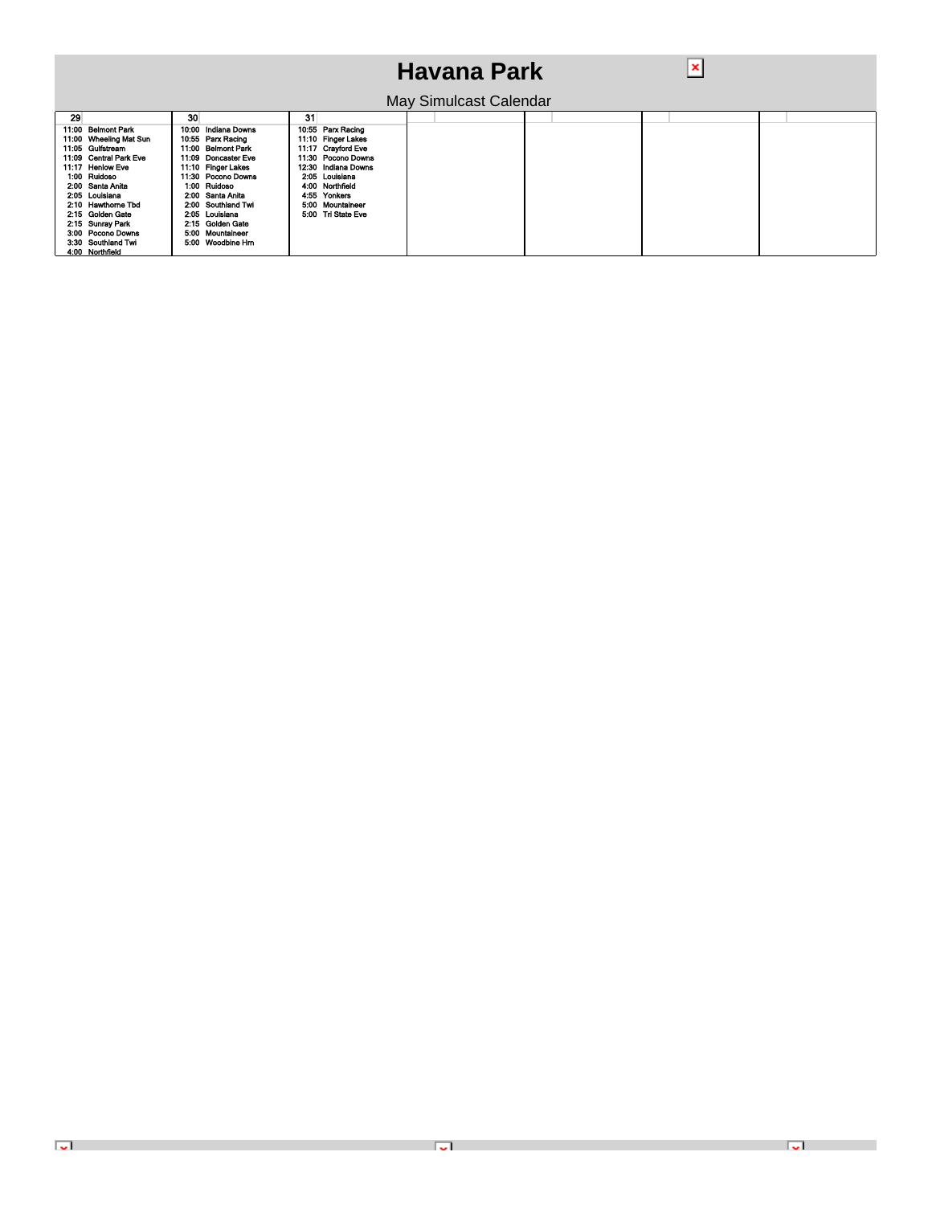# Havana Park

May Simulcast Calendar

| 29 | 30 | 31 | | | | |
|---|---|---|---|---|---|---|
| 11:00 Belmont Park<br>11:00 Wheeling Mat Sun<br>11:05 Gulfstream<br>11:09 Central Park Eve<br>11:17 Henlow Eve<br>1:00 Ruidoso<br>2:00 Santa Anita<br>2:05 Louisiana<br>2:10 Hawthorne Tbd<br>2:15 Golden Gate<br>2:15 Sunray Park<br>3:00 Pocono Downs<br>3:30 Southland Twi<br>4:00 Northfield | 10:00 Indiana Downs<br>10:55 Parx Racing<br>11:00 Belmont Park<br>11:09 Doncaster Eve<br>11:10 Finger Lakes<br>11:30 Pocono Downs<br>1:00 Ruidoso<br>2:00 Santa Anita<br>2:00 Southland Twi<br>2:05 Louisiana<br>2:15 Golden Gate<br>5:00 Mountaineer<br>5:00 Woodbine Hrn | 10:55 Parx Racing<br>11:10 Finger Lakes<br>11:17 Crayford Eve<br>11:30 Pocono Downs<br>12:30 Indiana Downs<br>2:05 Louisiana<br>4:00 Northfield<br>4:55 Yonkers<br>5:00 Mountaineer<br>5:00 Tri State Eve | | | | |